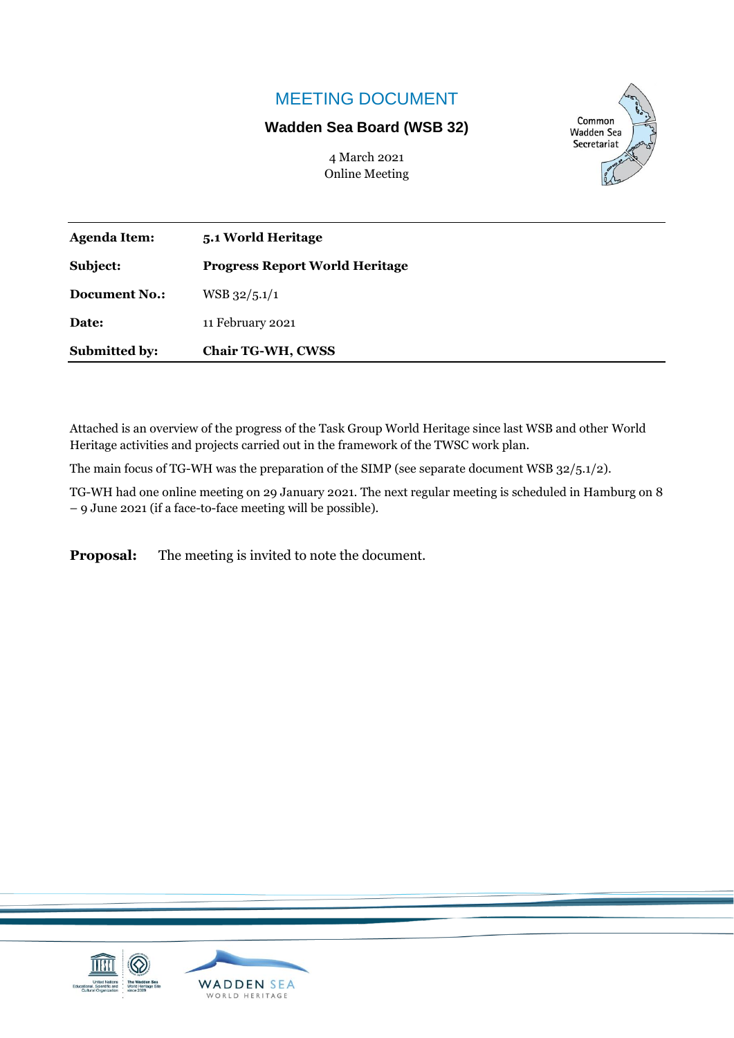# MEETING DOCUMENT

**Wadden Sea Board (WSB 32)**

4 March 2021
Online Meeting

Common Wadden Sea Secretariat

| **Agenda Item:** | **5.1 World Heritage** |
|---|---|
| **Subject:** | **Progress Report World Heritage** |
| **Document No.:** | WSB 32/5.1/1 |
| **Date:** | 11 February 2021 |
| **Submitted by:** | **Chair TG-WH, CWSS** |

Attached is an overview of the progress of the Task Group World Heritage since last WSB and other World Heritage activities and projects carried out in the framework of the TWSC work plan.

The main focus of TG-WH was the preparation of the SIMP (see separate document WSB 32/5.1/2).

TG-WH had one online meeting on 29 January 2021. The next regular meeting is scheduled in Hamburg on 8 – 9 June 2021 (if a face-to-face meeting will be possible).

**Proposal:** The meeting is invited to note the document.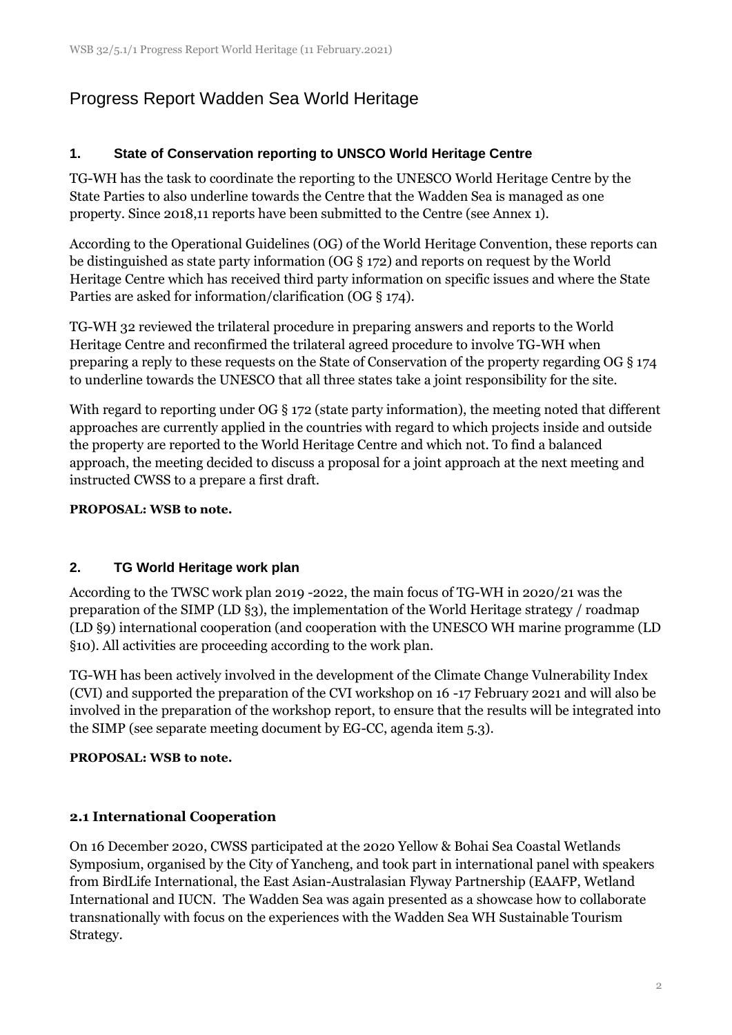# Progress Report Wadden Sea World Heritage

## 1. State of Conservation reporting to UNSCO World Heritage Centre

TG-WH has the task to coordinate the reporting to the UNESCO World Heritage Centre by the State Parties to also underline towards the Centre that the Wadden Sea is managed as one property. Since 2018,11 reports have been submitted to the Centre (see Annex 1).

According to the Operational Guidelines (OG) of the World Heritage Convention, these reports can be distinguished as state party information (OG § 172) and reports on request by the World Heritage Centre which has received third party information on specific issues and where the State Parties are asked for information/clarification (OG § 174).

TG-WH 32 reviewed the trilateral procedure in preparing answers and reports to the World Heritage Centre and reconfirmed the trilateral agreed procedure to involve TG-WH when preparing a reply to these requests on the State of Conservation of the property regarding OG § 174 to underline towards the UNESCO that all three states take a joint responsibility for the site.

With regard to reporting under OG § 172 (state party information), the meeting noted that different approaches are currently applied in the countries with regard to which projects inside and outside the property are reported to the World Heritage Centre and which not. To find a balanced approach, the meeting decided to discuss a proposal for a joint approach at the next meeting and instructed CWSS to a prepare a first draft.

**PROPOSAL: WSB to note.**

## 2. TG World Heritage work plan

According to the TWSC work plan 2019 -2022, the main focus of TG-WH in 2020/21 was the preparation of the SIMP (LD §3), the implementation of the World Heritage strategy / roadmap (LD §9) international cooperation (and cooperation with the UNESCO WH marine programme (LD §10). All activities are proceeding according to the work plan.

TG-WH has been actively involved in the development of the Climate Change Vulnerability Index (CVI) and supported the preparation of the CVI workshop on 16 -17 February 2021 and will also be involved in the preparation of the workshop report, to ensure that the results will be integrated into the SIMP (see separate meeting document by EG-CC, agenda item 5.3).

**PROPOSAL: WSB to note.**

### 2.1 International Cooperation

On 16 December 2020, CWSS participated at the 2020 Yellow & Bohai Sea Coastal Wetlands Symposium, organised by the City of Yancheng, and took part in international panel with speakers from BirdLife International, the East Asian-Australasian Flyway Partnership (EAAFP, Wetland International and IUCN. The Wadden Sea was again presented as a showcase how to collaborate transnationally with focus on the experiences with the Wadden Sea WH Sustainable Tourism Strategy.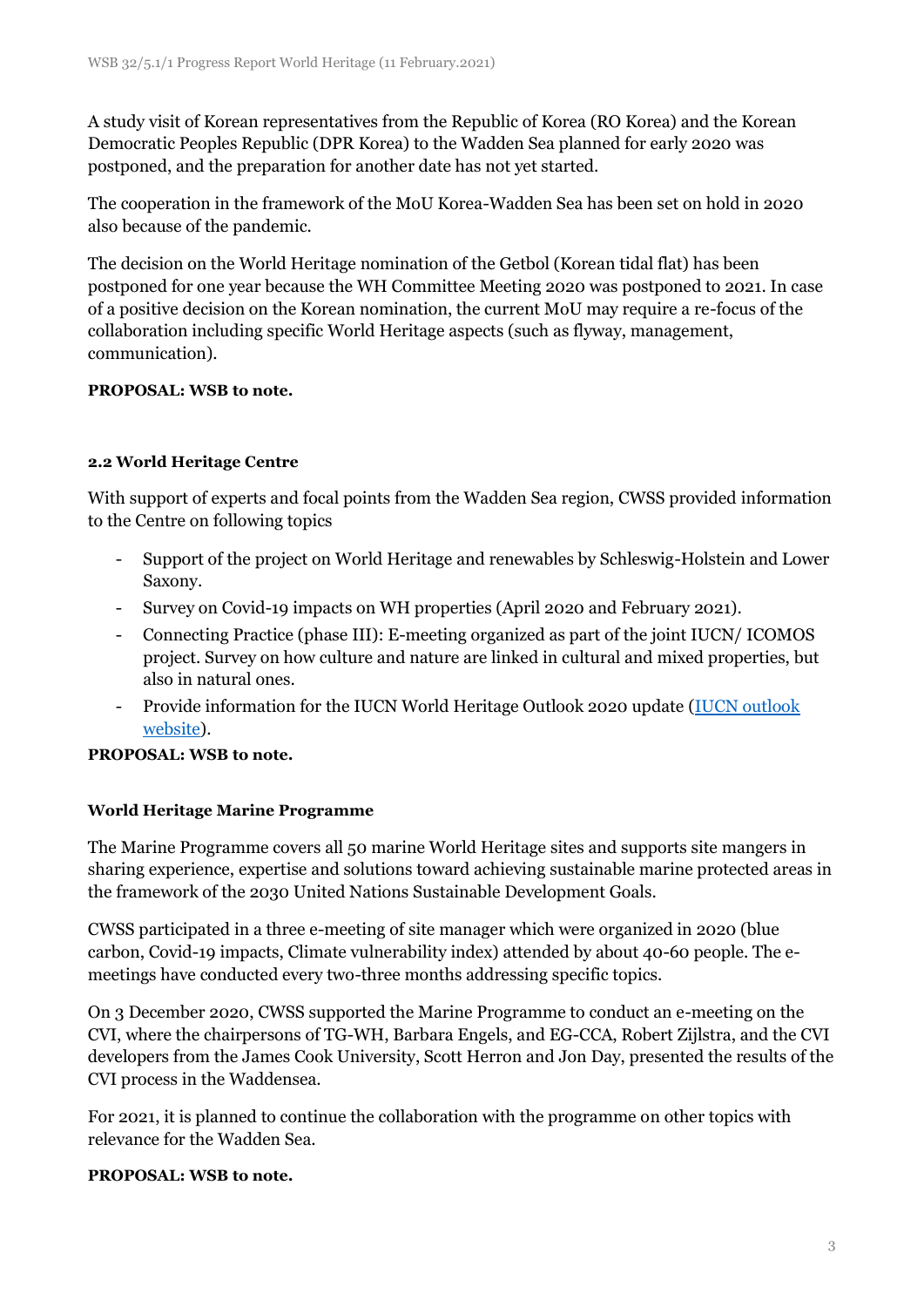A study visit of Korean representatives from the Republic of Korea (RO Korea) and the Korean Democratic Peoples Republic (DPR Korea) to the Wadden Sea planned for early 2020 was postponed, and the preparation for another date has not yet started.

The cooperation in the framework of the MoU Korea-Wadden Sea has been set on hold in 2020 also because of the pandemic.

The decision on the World Heritage nomination of the Getbol (Korean tidal flat) has been postponed for one year because the WH Committee Meeting 2020 was postponed to 2021. In case of a positive decision on the Korean nomination, the current MoU may require a re-focus of the collaboration including specific World Heritage aspects (such as flyway, management, communication).

**PROPOSAL: WSB to note.**

#### 2.2 World Heritage Centre

With support of experts and focal points from the Wadden Sea region, CWSS provided information to the Centre on following topics

- Support of the project on World Heritage and renewables by Schleswig-Holstein and Lower Saxony.
- Survey on Covid-19 impacts on WH properties (April 2020 and February 2021).
- Connecting Practice (phase III): E-meeting organized as part of the joint IUCN/ ICOMOS project. Survey on how culture and nature are linked in cultural and mixed properties, but also in natural ones.
- Provide information for the IUCN World Heritage Outlook 2020 update (IUCN outlook website).

**PROPOSAL: WSB to note.**

#### World Heritage Marine Programme

The Marine Programme covers all 50 marine World Heritage sites and supports site mangers in sharing experience, expertise and solutions toward achieving sustainable marine protected areas in the framework of the 2030 United Nations Sustainable Development Goals.

CWSS participated in a three e-meeting of site manager which were organized in 2020 (blue carbon, Covid-19 impacts, Climate vulnerability index) attended by about 40-60 people. The e-meetings have conducted every two-three months addressing specific topics.

On 3 December 2020, CWSS supported the Marine Programme to conduct an e-meeting on the CVI, where the chairpersons of TG-WH, Barbara Engels, and EG-CCA, Robert Zijlstra, and the CVI developers from the James Cook University, Scott Herron and Jon Day, presented the results of the CVI process in the Waddensea.

For 2021, it is planned to continue the collaboration with the programme on other topics with relevance for the Wadden Sea.

**PROPOSAL: WSB to note.**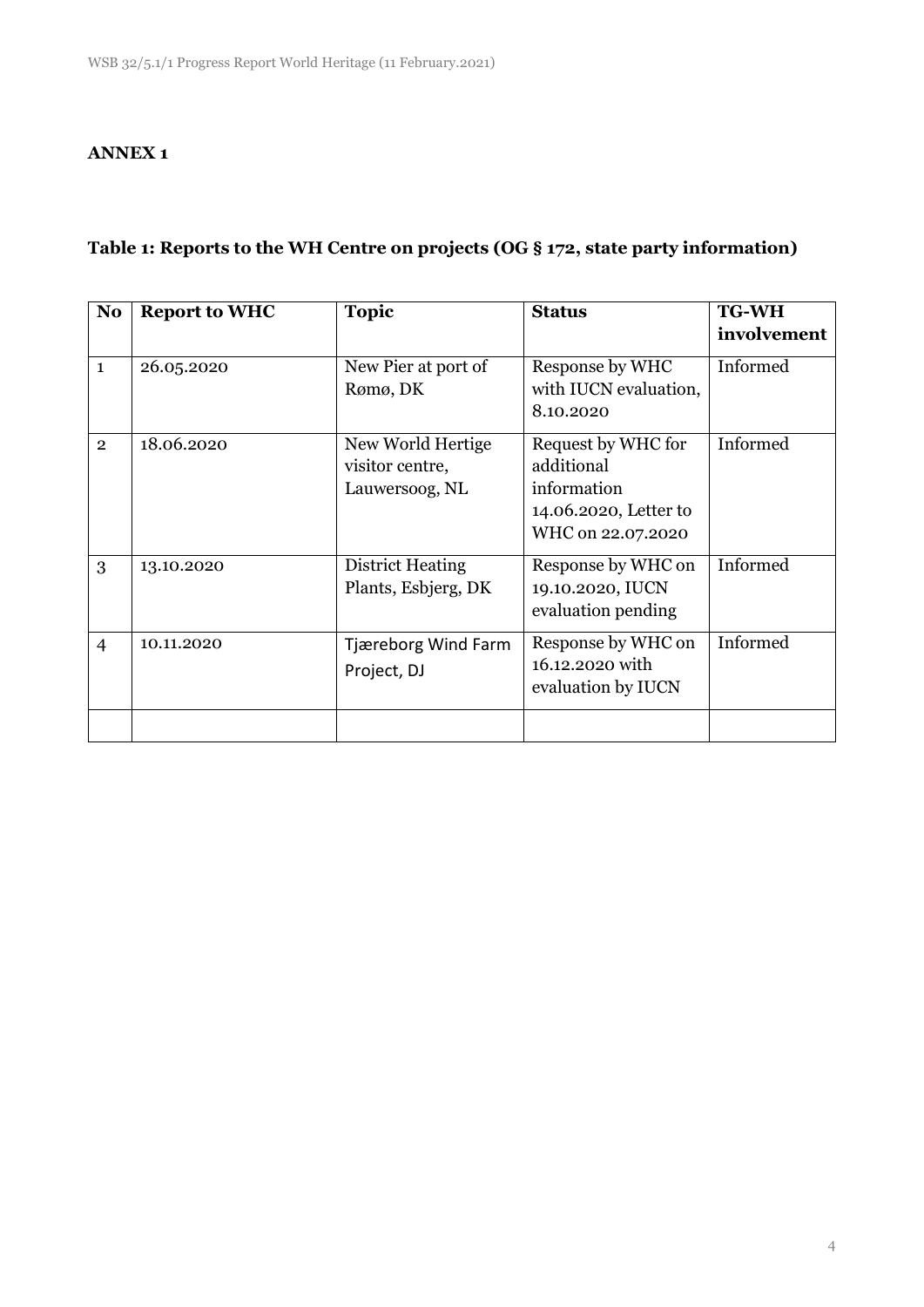**ANNEX 1**

**Table 1: Reports to the WH Centre on projects (OG § 172, state party information)**

| No | Report to WHC | Topic | Status | TG-WH involvement |
|---|---|---|---|---|
| 1 | 26.05.2020 | New Pier at port of Rømø, DK | Response by WHC with IUCN evaluation, 8.10.2020 | Informed |
| 2 | 18.06.2020 | New World Hertige visitor centre, Lauwersoog, NL | Request by WHC for additional information 14.06.2020, Letter to WHC on 22.07.2020 | Informed |
| 3 | 13.10.2020 | District Heating Plants, Esbjerg, DK | Response by WHC on 19.10.2020, IUCN evaluation pending | Informed |
| 4 | 10.11.2020 | Tjæreborg Wind Farm Project, DJ | Response by WHC on 16.12.2020 with evaluation by IUCN | Informed |
| | | | | |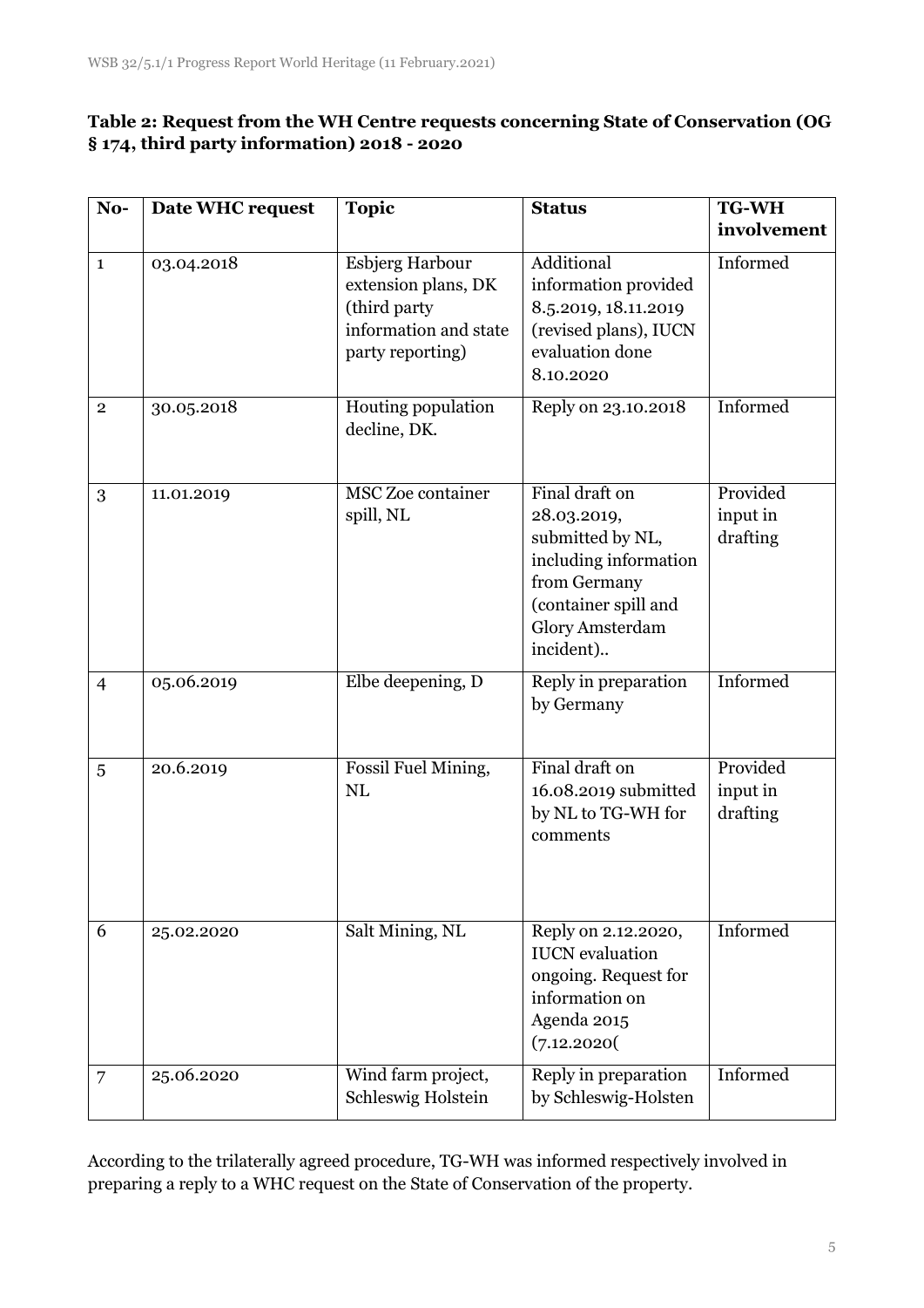**Table 2: Request from the WH Centre requests concerning State of Conservation (OG § 174, third party information) 2018 - 2020**

| No- | Date WHC request | Topic | Status | TG-WH involvement |
|---|---|---|---|---|
| 1 | 03.04.2018 | Esbjerg Harbour extension plans, DK (third party information and state party reporting) | Additional information provided 8.5.2019, 18.11.2019 (revised plans), IUCN evaluation done 8.10.2020 | Informed |
| 2 | 30.05.2018 | Houting population decline, DK. | Reply on 23.10.2018 | Informed |
| 3 | 11.01.2019 | MSC Zoe container spill, NL | Final draft on 28.03.2019, submitted by NL, including information from Germany (container spill and Glory Amsterdam incident).. | Provided input in drafting |
| 4 | 05.06.2019 | Elbe deepening, D | Reply in preparation by Germany | Informed |
| 5 | 20.6.2019 | Fossil Fuel Mining, NL | Final draft on 16.08.2019 submitted by NL to TG-WH for comments | Provided input in drafting |
| 6 | 25.02.2020 | Salt Mining, NL | Reply on 2.12.2020, IUCN evaluation ongoing. Request for information on Agenda 2015 (7.12.2020( | Informed |
| 7 | 25.06.2020 | Wind farm project, Schleswig Holstein | Reply in preparation by Schleswig-Holsten | Informed |

According to the trilaterally agreed procedure, TG-WH was informed respectively involved in preparing a reply to a WHC request on the State of Conservation of the property.